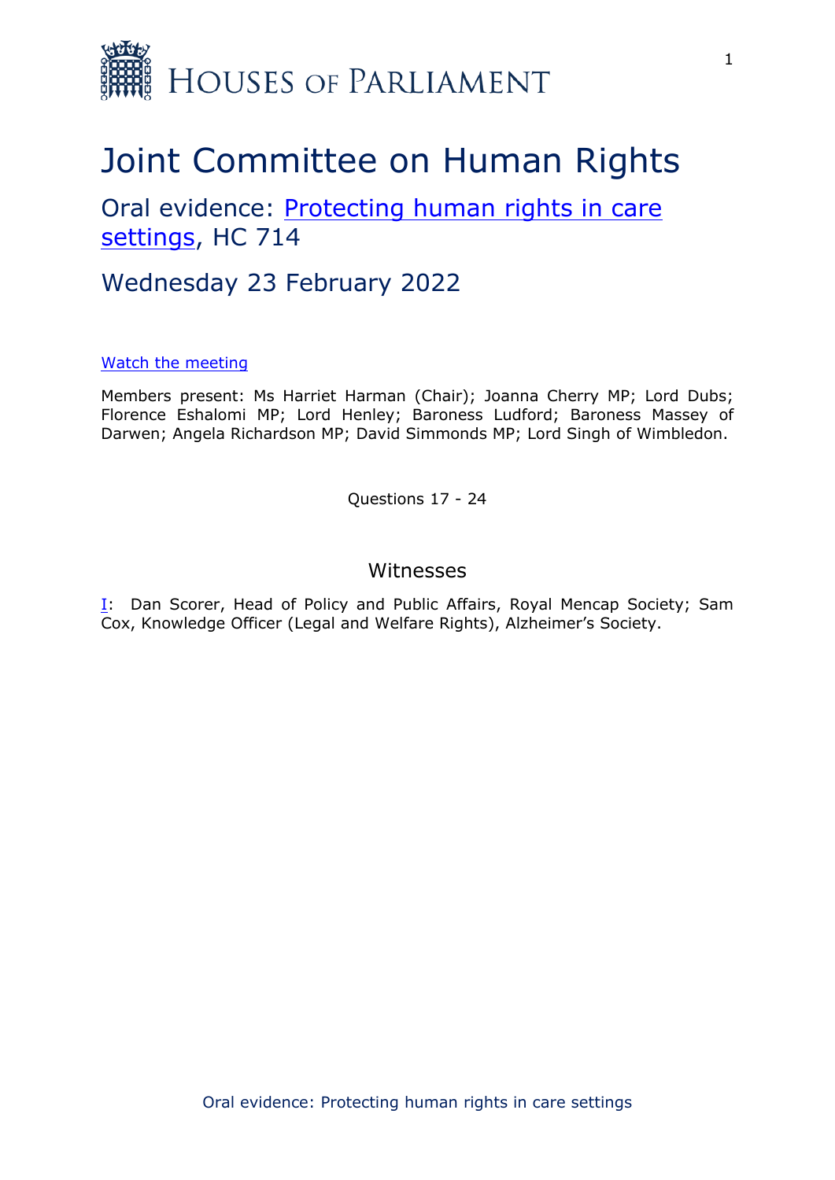HOUSES OF PARLIAMENT

# Joint Committee on Human Rights

## Oral evidence: [Protecting human rights in care settings](), HC 714

## Wednesday 23 February 2022

[Watch the meeting]()

Members present: Ms Harriet Harman (Chair); Joanna Cherry MP; Lord Dubs; Florence Eshalomi MP; Lord Henley; Baroness Ludford; Baroness Massey of Darwen; Angela Richardson MP; David Simmonds MP; Lord Singh of Wimbledon.

Questions 17 - 24

### Witnesses

[I](): Dan Scorer, Head of Policy and Public Affairs, Royal Mencap Society; Sam Cox, Knowledge Officer (Legal and Welfare Rights), Alzheimer's Society.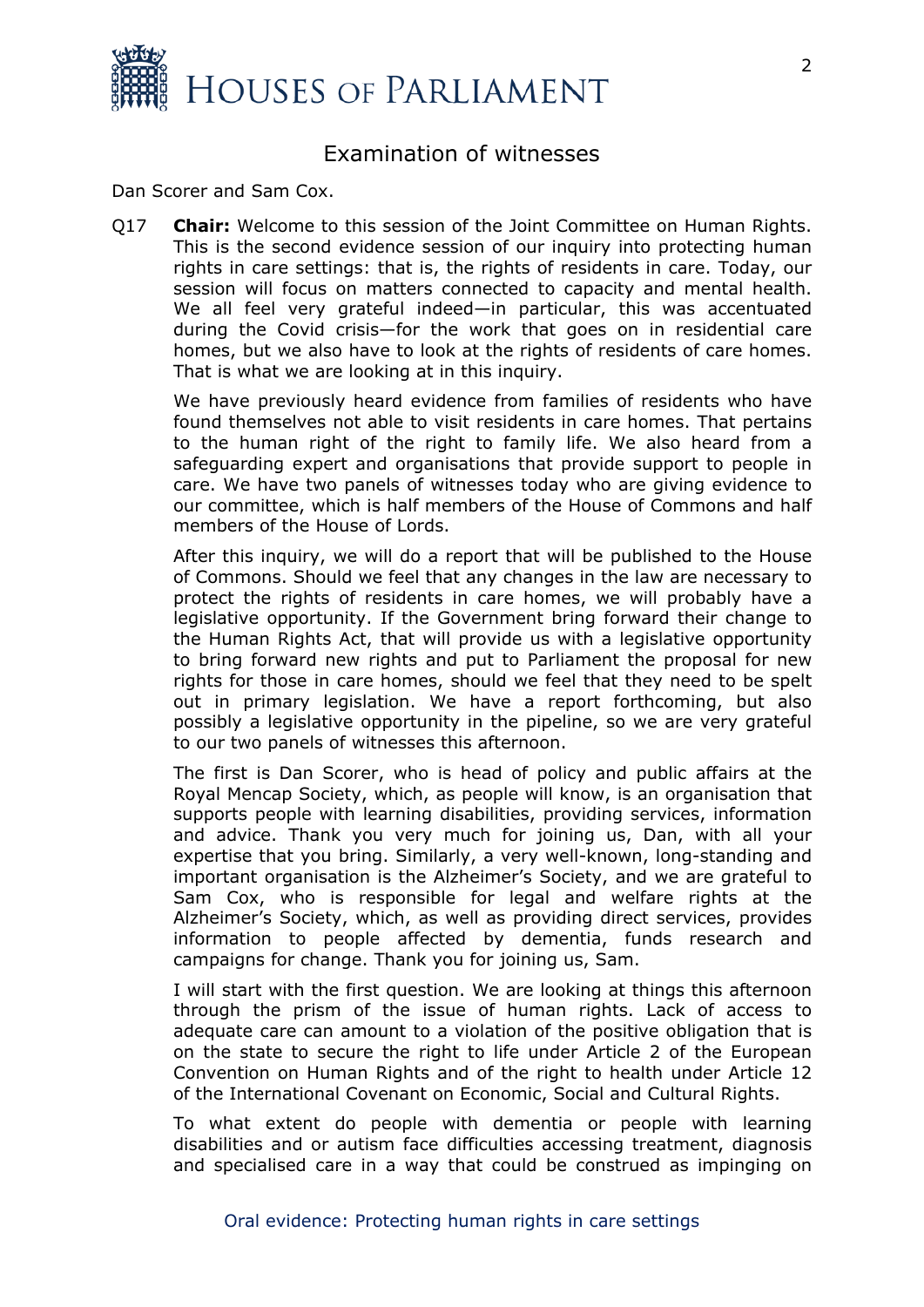## Examination of witnesses

Dan Scorer and Sam Cox.

Q17 **Chair:** Welcome to this session of the Joint Committee on Human Rights. This is the second evidence session of our inquiry into protecting human rights in care settings: that is, the rights of residents in care. Today, our session will focus on matters connected to capacity and mental health. We all feel very grateful indeed—in particular, this was accentuated during the Covid crisis—for the work that goes on in residential care homes, but we also have to look at the rights of residents of care homes. That is what we are looking at in this inquiry.

We have previously heard evidence from families of residents who have found themselves not able to visit residents in care homes. That pertains to the human right of the right to family life. We also heard from a safeguarding expert and organisations that provide support to people in care. We have two panels of witnesses today who are giving evidence to our committee, which is half members of the House of Commons and half members of the House of Lords.

After this inquiry, we will do a report that will be published to the House of Commons. Should we feel that any changes in the law are necessary to protect the rights of residents in care homes, we will probably have a legislative opportunity. If the Government bring forward their change to the Human Rights Act, that will provide us with a legislative opportunity to bring forward new rights and put to Parliament the proposal for new rights for those in care homes, should we feel that they need to be spelt out in primary legislation. We have a report forthcoming, but also possibly a legislative opportunity in the pipeline, so we are very grateful to our two panels of witnesses this afternoon.

The first is Dan Scorer, who is head of policy and public affairs at the Royal Mencap Society, which, as people will know, is an organisation that supports people with learning disabilities, providing services, information and advice. Thank you very much for joining us, Dan, with all your expertise that you bring. Similarly, a very well-known, long-standing and important organisation is the Alzheimer's Society, and we are grateful to Sam Cox, who is responsible for legal and welfare rights at the Alzheimer's Society, which, as well as providing direct services, provides information to people affected by dementia, funds research and campaigns for change. Thank you for joining us, Sam.

I will start with the first question. We are looking at things this afternoon through the prism of the issue of human rights. Lack of access to adequate care can amount to a violation of the positive obligation that is on the state to secure the right to life under Article 2 of the European Convention on Human Rights and of the right to health under Article 12 of the International Covenant on Economic, Social and Cultural Rights.

To what extent do people with dementia or people with learning disabilities and or autism face difficulties accessing treatment, diagnosis and specialised care in a way that could be construed as impinging on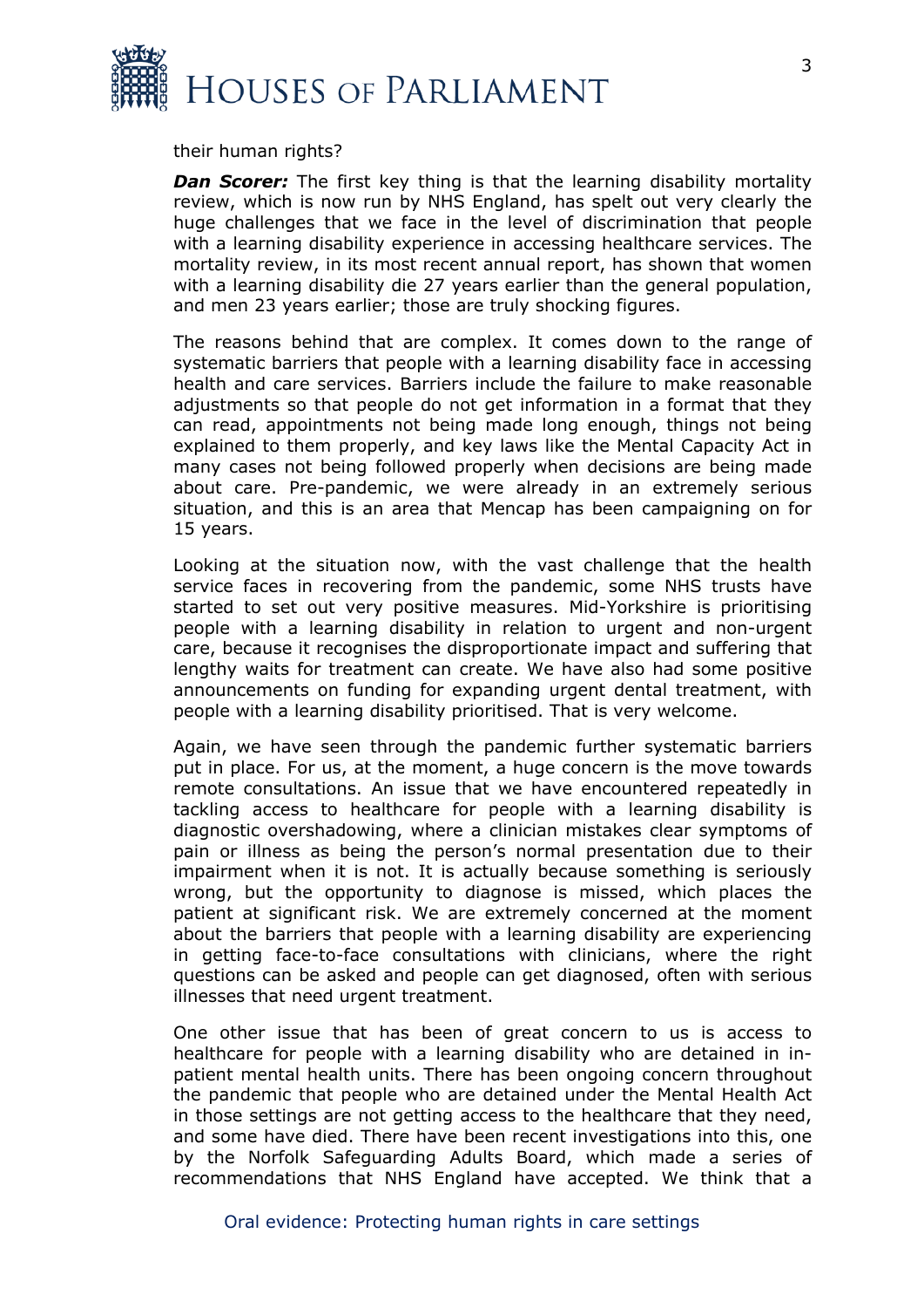their human rights?

***Dan Scorer:*** The first key thing is that the learning disability mortality review, which is now run by NHS England, has spelt out very clearly the huge challenges that we face in the level of discrimination that people with a learning disability experience in accessing healthcare services. The mortality review, in its most recent annual report, has shown that women with a learning disability die 27 years earlier than the general population, and men 23 years earlier; those are truly shocking figures.

The reasons behind that are complex. It comes down to the range of systematic barriers that people with a learning disability face in accessing health and care services. Barriers include the failure to make reasonable adjustments so that people do not get information in a format that they can read, appointments not being made long enough, things not being explained to them properly, and key laws like the Mental Capacity Act in many cases not being followed properly when decisions are being made about care. Pre-pandemic, we were already in an extremely serious situation, and this is an area that Mencap has been campaigning on for 15 years.

Looking at the situation now, with the vast challenge that the health service faces in recovering from the pandemic, some NHS trusts have started to set out very positive measures. Mid-Yorkshire is prioritising people with a learning disability in relation to urgent and non-urgent care, because it recognises the disproportionate impact and suffering that lengthy waits for treatment can create. We have also had some positive announcements on funding for expanding urgent dental treatment, with people with a learning disability prioritised. That is very welcome.

Again, we have seen through the pandemic further systematic barriers put in place. For us, at the moment, a huge concern is the move towards remote consultations. An issue that we have encountered repeatedly in tackling access to healthcare for people with a learning disability is diagnostic overshadowing, where a clinician mistakes clear symptoms of pain or illness as being the person's normal presentation due to their impairment when it is not. It is actually because something is seriously wrong, but the opportunity to diagnose is missed, which places the patient at significant risk. We are extremely concerned at the moment about the barriers that people with a learning disability are experiencing in getting face-to-face consultations with clinicians, where the right questions can be asked and people can get diagnosed, often with serious illnesses that need urgent treatment.

One other issue that has been of great concern to us is access to healthcare for people with a learning disability who are detained in in-patient mental health units. There has been ongoing concern throughout the pandemic that people who are detained under the Mental Health Act in those settings are not getting access to the healthcare that they need, and some have died. There have been recent investigations into this, one by the Norfolk Safeguarding Adults Board, which made a series of recommendations that NHS England have accepted. We think that a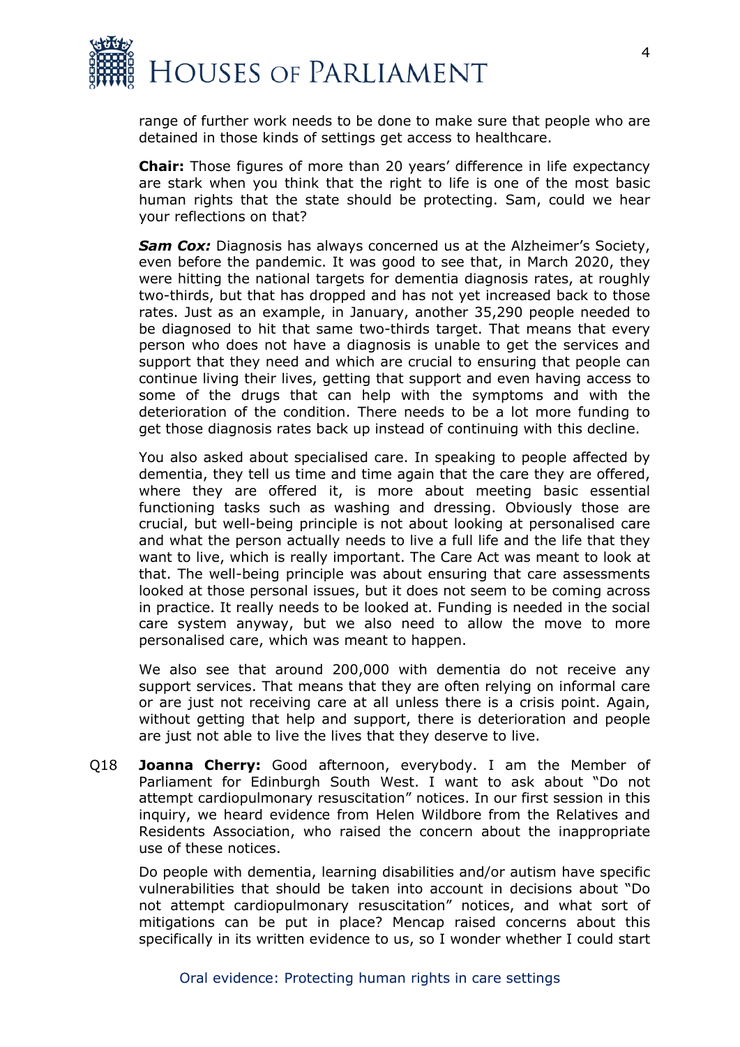range of further work needs to be done to make sure that people who are detained in those kinds of settings get access to healthcare.

**Chair:** Those figures of more than 20 years' difference in life expectancy are stark when you think that the right to life is one of the most basic human rights that the state should be protecting. Sam, could we hear your reflections on that?

***Sam Cox:*** Diagnosis has always concerned us at the Alzheimer's Society, even before the pandemic. It was good to see that, in March 2020, they were hitting the national targets for dementia diagnosis rates, at roughly two-thirds, but that has dropped and has not yet increased back to those rates. Just as an example, in January, another 35,290 people needed to be diagnosed to hit that same two-thirds target. That means that every person who does not have a diagnosis is unable to get the services and support that they need and which are crucial to ensuring that people can continue living their lives, getting that support and even having access to some of the drugs that can help with the symptoms and with the deterioration of the condition. There needs to be a lot more funding to get those diagnosis rates back up instead of continuing with this decline.

You also asked about specialised care. In speaking to people affected by dementia, they tell us time and time again that the care they are offered, where they are offered it, is more about meeting basic essential functioning tasks such as washing and dressing. Obviously those are crucial, but well-being principle is not about looking at personalised care and what the person actually needs to live a full life and the life that they want to live, which is really important. The Care Act was meant to look at that. The well-being principle was about ensuring that care assessments looked at those personal issues, but it does not seem to be coming across in practice. It really needs to be looked at. Funding is needed in the social care system anyway, but we also need to allow the move to more personalised care, which was meant to happen.

We also see that around 200,000 with dementia do not receive any support services. That means that they are often relying on informal care or are just not receiving care at all unless there is a crisis point. Again, without getting that help and support, there is deterioration and people are just not able to live the lives that they deserve to live.

Q18 **Joanna Cherry:** Good afternoon, everybody. I am the Member of Parliament for Edinburgh South West. I want to ask about "Do not attempt cardiopulmonary resuscitation" notices. In our first session in this inquiry, we heard evidence from Helen Wildbore from the Relatives and Residents Association, who raised the concern about the inappropriate use of these notices.

Do people with dementia, learning disabilities and/or autism have specific vulnerabilities that should be taken into account in decisions about "Do not attempt cardiopulmonary resuscitation" notices, and what sort of mitigations can be put in place? Mencap raised concerns about this specifically in its written evidence to us, so I wonder whether I could start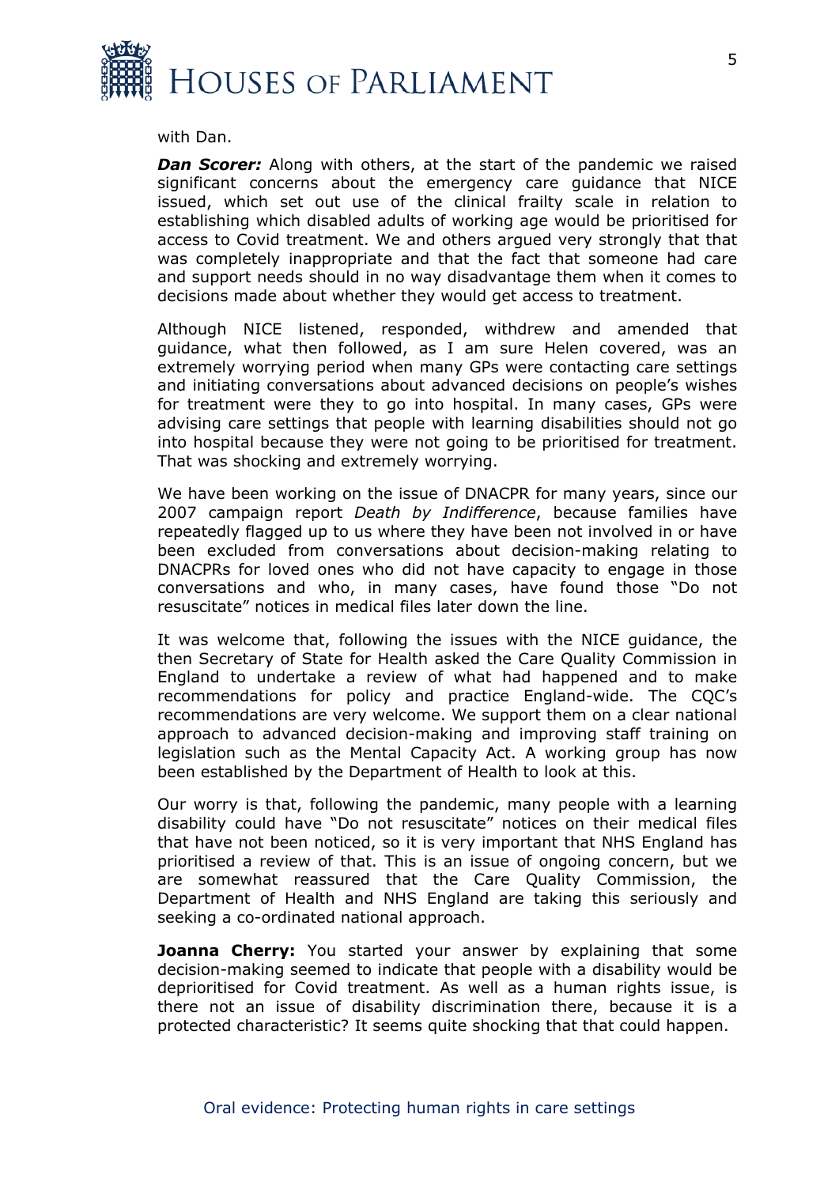with Dan.

***Dan Scorer:*** Along with others, at the start of the pandemic we raised significant concerns about the emergency care guidance that NICE issued, which set out use of the clinical frailty scale in relation to establishing which disabled adults of working age would be prioritised for access to Covid treatment. We and others argued very strongly that that was completely inappropriate and that the fact that someone had care and support needs should in no way disadvantage them when it comes to decisions made about whether they would get access to treatment.

Although NICE listened, responded, withdrew and amended that guidance, what then followed, as I am sure Helen covered, was an extremely worrying period when many GPs were contacting care settings and initiating conversations about advanced decisions on people's wishes for treatment were they to go into hospital. In many cases, GPs were advising care settings that people with learning disabilities should not go into hospital because they were not going to be prioritised for treatment. That was shocking and extremely worrying.

We have been working on the issue of DNACPR for many years, since our 2007 campaign report *Death by Indifference*, because families have repeatedly flagged up to us where they have been not involved in or have been excluded from conversations about decision-making relating to DNACPRs for loved ones who did not have capacity to engage in those conversations and who, in many cases, have found those "Do not resuscitate" notices in medical files later down the line.

It was welcome that, following the issues with the NICE guidance, the then Secretary of State for Health asked the Care Quality Commission in England to undertake a review of what had happened and to make recommendations for policy and practice England-wide. The CQC's recommendations are very welcome. We support them on a clear national approach to advanced decision-making and improving staff training on legislation such as the Mental Capacity Act. A working group has now been established by the Department of Health to look at this.

Our worry is that, following the pandemic, many people with a learning disability could have "Do not resuscitate" notices on their medical files that have not been noticed, so it is very important that NHS England has prioritised a review of that. This is an issue of ongoing concern, but we are somewhat reassured that the Care Quality Commission, the Department of Health and NHS England are taking this seriously and seeking a co-ordinated national approach.

**Joanna Cherry:** You started your answer by explaining that some decision-making seemed to indicate that people with a disability would be deprioritised for Covid treatment. As well as a human rights issue, is there not an issue of disability discrimination there, because it is a protected characteristic? It seems quite shocking that that could happen.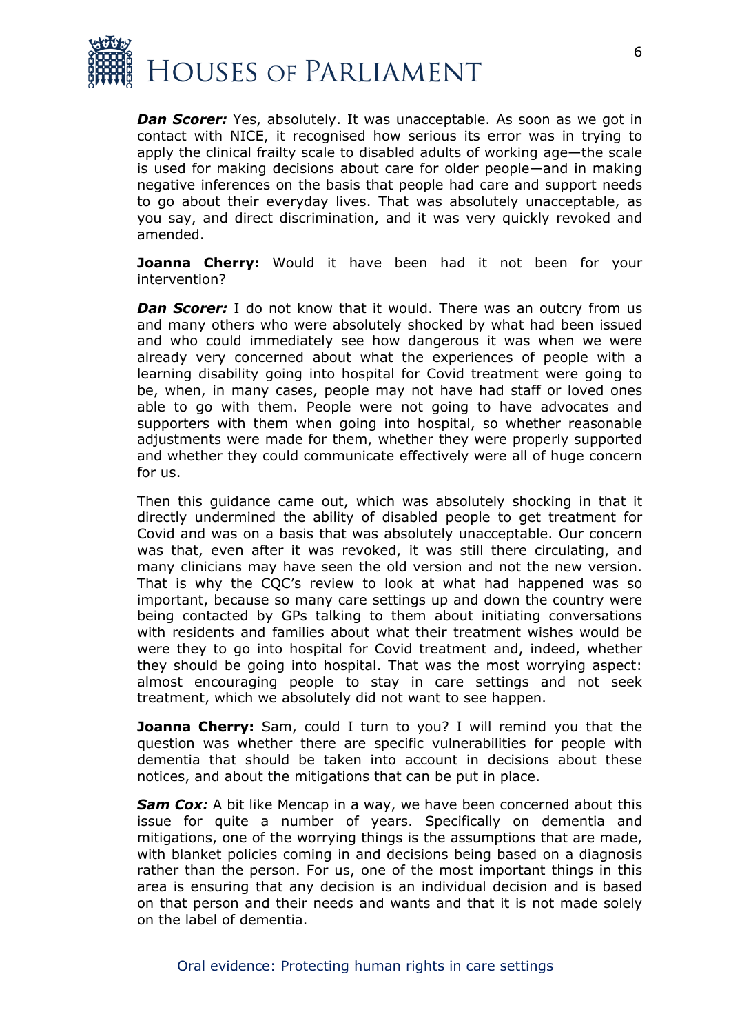***Dan Scorer:*** Yes, absolutely. It was unacceptable. As soon as we got in contact with NICE, it recognised how serious its error was in trying to apply the clinical frailty scale to disabled adults of working age—the scale is used for making decisions about care for older people—and in making negative inferences on the basis that people had care and support needs to go about their everyday lives. That was absolutely unacceptable, as you say, and direct discrimination, and it was very quickly revoked and amended.

**Joanna Cherry:** Would it have been had it not been for your intervention?

***Dan Scorer:*** I do not know that it would. There was an outcry from us and many others who were absolutely shocked by what had been issued and who could immediately see how dangerous it was when we were already very concerned about what the experiences of people with a learning disability going into hospital for Covid treatment were going to be, when, in many cases, people may not have had staff or loved ones able to go with them. People were not going to have advocates and supporters with them when going into hospital, so whether reasonable adjustments were made for them, whether they were properly supported and whether they could communicate effectively were all of huge concern for us.

Then this guidance came out, which was absolutely shocking in that it directly undermined the ability of disabled people to get treatment for Covid and was on a basis that was absolutely unacceptable. Our concern was that, even after it was revoked, it was still there circulating, and many clinicians may have seen the old version and not the new version. That is why the CQC's review to look at what had happened was so important, because so many care settings up and down the country were being contacted by GPs talking to them about initiating conversations with residents and families about what their treatment wishes would be were they to go into hospital for Covid treatment and, indeed, whether they should be going into hospital. That was the most worrying aspect: almost encouraging people to stay in care settings and not seek treatment, which we absolutely did not want to see happen.

**Joanna Cherry:** Sam, could I turn to you? I will remind you that the question was whether there are specific vulnerabilities for people with dementia that should be taken into account in decisions about these notices, and about the mitigations that can be put in place.

***Sam Cox:*** A bit like Mencap in a way, we have been concerned about this issue for quite a number of years. Specifically on dementia and mitigations, one of the worrying things is the assumptions that are made, with blanket policies coming in and decisions being based on a diagnosis rather than the person. For us, one of the most important things in this area is ensuring that any decision is an individual decision and is based on that person and their needs and wants and that it is not made solely on the label of dementia.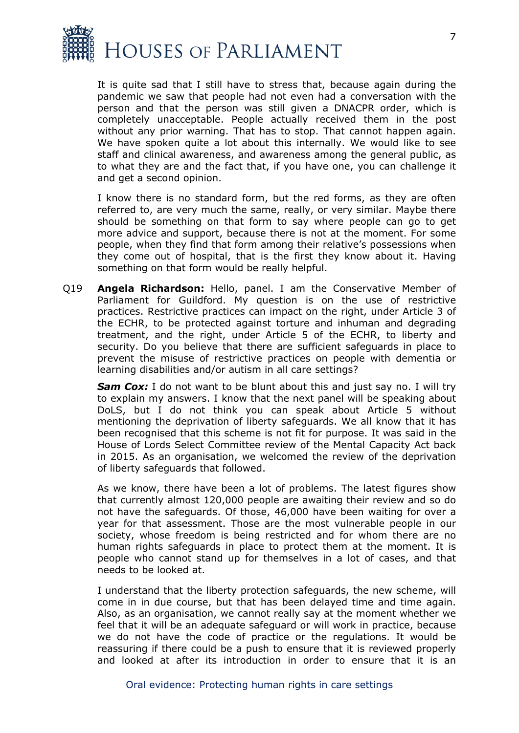It is quite sad that I still have to stress that, because again during the pandemic we saw that people had not even had a conversation with the person and that the person was still given a DNACPR order, which is completely unacceptable. People actually received them in the post without any prior warning. That has to stop. That cannot happen again. We have spoken quite a lot about this internally. We would like to see staff and clinical awareness, and awareness among the general public, as to what they are and the fact that, if you have one, you can challenge it and get a second opinion.

I know there is no standard form, but the red forms, as they are often referred to, are very much the same, really, or very similar. Maybe there should be something on that form to say where people can go to get more advice and support, because there is not at the moment. For some people, when they find that form among their relative's possessions when they come out of hospital, that is the first they know about it. Having something on that form would be really helpful.

Q19 **Angela Richardson:** Hello, panel. I am the Conservative Member of Parliament for Guildford. My question is on the use of restrictive practices. Restrictive practices can impact on the right, under Article 3 of the ECHR, to be protected against torture and inhuman and degrading treatment, and the right, under Article 5 of the ECHR, to liberty and security. Do you believe that there are sufficient safeguards in place to prevent the misuse of restrictive practices on people with dementia or learning disabilities and/or autism in all care settings?

***Sam Cox:*** I do not want to be blunt about this and just say no. I will try to explain my answers. I know that the next panel will be speaking about DoLS, but I do not think you can speak about Article 5 without mentioning the deprivation of liberty safeguards. We all know that it has been recognised that this scheme is not fit for purpose. It was said in the House of Lords Select Committee review of the Mental Capacity Act back in 2015. As an organisation, we welcomed the review of the deprivation of liberty safeguards that followed.

As we know, there have been a lot of problems. The latest figures show that currently almost 120,000 people are awaiting their review and so do not have the safeguards. Of those, 46,000 have been waiting for over a year for that assessment. Those are the most vulnerable people in our society, whose freedom is being restricted and for whom there are no human rights safeguards in place to protect them at the moment. It is people who cannot stand up for themselves in a lot of cases, and that needs to be looked at.

I understand that the liberty protection safeguards, the new scheme, will come in in due course, but that has been delayed time and time again. Also, as an organisation, we cannot really say at the moment whether we feel that it will be an adequate safeguard or will work in practice, because we do not have the code of practice or the regulations. It would be reassuring if there could be a push to ensure that it is reviewed properly and looked at after its introduction in order to ensure that it is an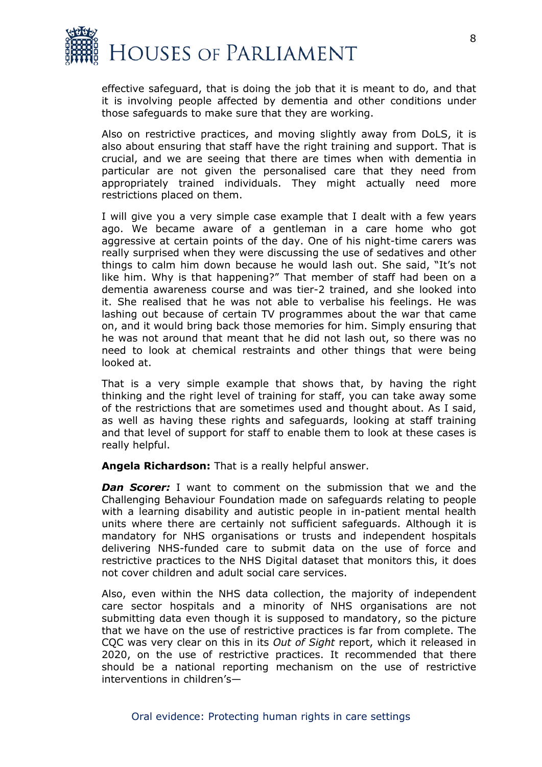effective safeguard, that is doing the job that it is meant to do, and that it is involving people affected by dementia and other conditions under those safeguards to make sure that they are working.

Also on restrictive practices, and moving slightly away from DoLS, it is also about ensuring that staff have the right training and support. That is crucial, and we are seeing that there are times when with dementia in particular are not given the personalised care that they need from appropriately trained individuals. They might actually need more restrictions placed on them.

I will give you a very simple case example that I dealt with a few years ago. We became aware of a gentleman in a care home who got aggressive at certain points of the day. One of his night-time carers was really surprised when they were discussing the use of sedatives and other things to calm him down because he would lash out. She said, "It's not like him. Why is that happening?" That member of staff had been on a dementia awareness course and was tier-2 trained, and she looked into it. She realised that he was not able to verbalise his feelings. He was lashing out because of certain TV programmes about the war that came on, and it would bring back those memories for him. Simply ensuring that he was not around that meant that he did not lash out, so there was no need to look at chemical restraints and other things that were being looked at.

That is a very simple example that shows that, by having the right thinking and the right level of training for staff, you can take away some of the restrictions that are sometimes used and thought about. As I said, as well as having these rights and safeguards, looking at staff training and that level of support for staff to enable them to look at these cases is really helpful.

**Angela Richardson:** That is a really helpful answer.

***Dan Scorer:*** I want to comment on the submission that we and the Challenging Behaviour Foundation made on safeguards relating to people with a learning disability and autistic people in in-patient mental health units where there are certainly not sufficient safeguards. Although it is mandatory for NHS organisations or trusts and independent hospitals delivering NHS-funded care to submit data on the use of force and restrictive practices to the NHS Digital dataset that monitors this, it does not cover children and adult social care services.

Also, even within the NHS data collection, the majority of independent care sector hospitals and a minority of NHS organisations are not submitting data even though it is supposed to mandatory, so the picture that we have on the use of restrictive practices is far from complete. The CQC was very clear on this in its *Out of Sight* report, which it released in 2020, on the use of restrictive practices. It recommended that there should be a national reporting mechanism on the use of restrictive interventions in children's—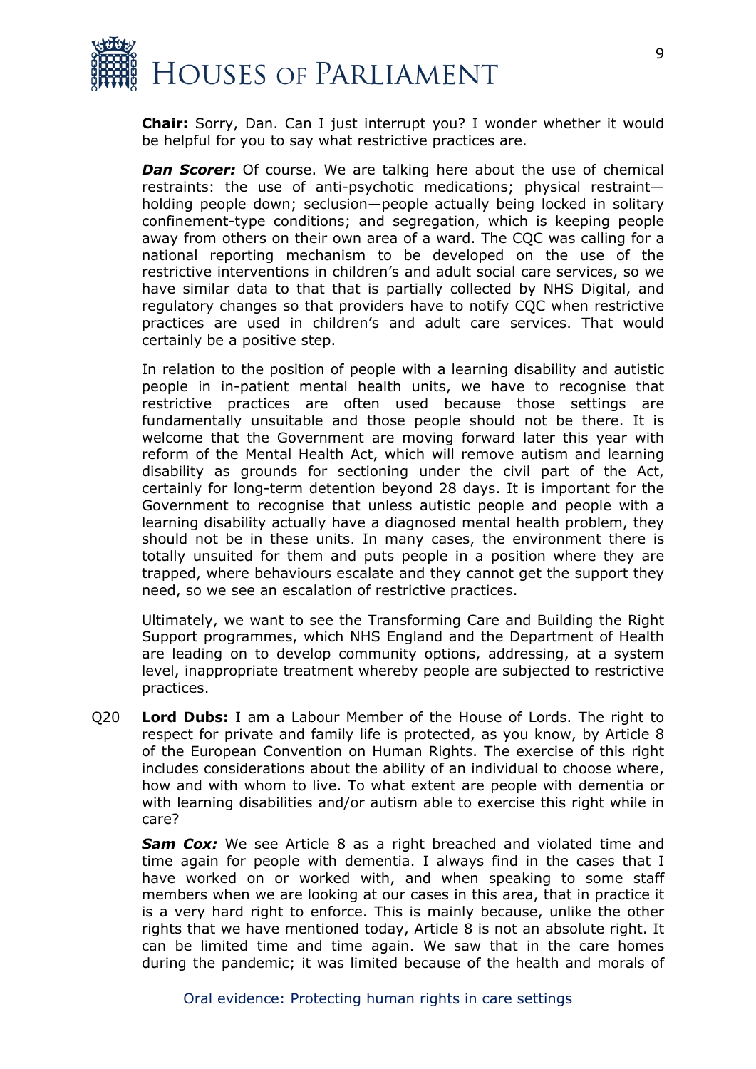**Chair:** Sorry, Dan. Can I just interrupt you? I wonder whether it would be helpful for you to say what restrictive practices are.

***Dan Scorer:*** Of course. We are talking here about the use of chemical restraints: the use of anti-psychotic medications; physical restraint—holding people down; seclusion—people actually being locked in solitary confinement-type conditions; and segregation, which is keeping people away from others on their own area of a ward. The CQC was calling for a national reporting mechanism to be developed on the use of the restrictive interventions in children's and adult social care services, so we have similar data to that that is partially collected by NHS Digital, and regulatory changes so that providers have to notify CQC when restrictive practices are used in children's and adult care services. That would certainly be a positive step.

In relation to the position of people with a learning disability and autistic people in in-patient mental health units, we have to recognise that restrictive practices are often used because those settings are fundamentally unsuitable and those people should not be there. It is welcome that the Government are moving forward later this year with reform of the Mental Health Act, which will remove autism and learning disability as grounds for sectioning under the civil part of the Act, certainly for long-term detention beyond 28 days. It is important for the Government to recognise that unless autistic people and people with a learning disability actually have a diagnosed mental health problem, they should not be in these units. In many cases, the environment there is totally unsuited for them and puts people in a position where they are trapped, where behaviours escalate and they cannot get the support they need, so we see an escalation of restrictive practices.

Ultimately, we want to see the Transforming Care and Building the Right Support programmes, which NHS England and the Department of Health are leading on to develop community options, addressing, at a system level, inappropriate treatment whereby people are subjected to restrictive practices.

Q20 **Lord Dubs:** I am a Labour Member of the House of Lords. The right to respect for private and family life is protected, as you know, by Article 8 of the European Convention on Human Rights. The exercise of this right includes considerations about the ability of an individual to choose where, how and with whom to live. To what extent are people with dementia or with learning disabilities and/or autism able to exercise this right while in care?

***Sam Cox:*** We see Article 8 as a right breached and violated time and time again for people with dementia. I always find in the cases that I have worked on or worked with, and when speaking to some staff members when we are looking at our cases in this area, that in practice it is a very hard right to enforce. This is mainly because, unlike the other rights that we have mentioned today, Article 8 is not an absolute right. It can be limited time and time again. We saw that in the care homes during the pandemic; it was limited because of the health and morals of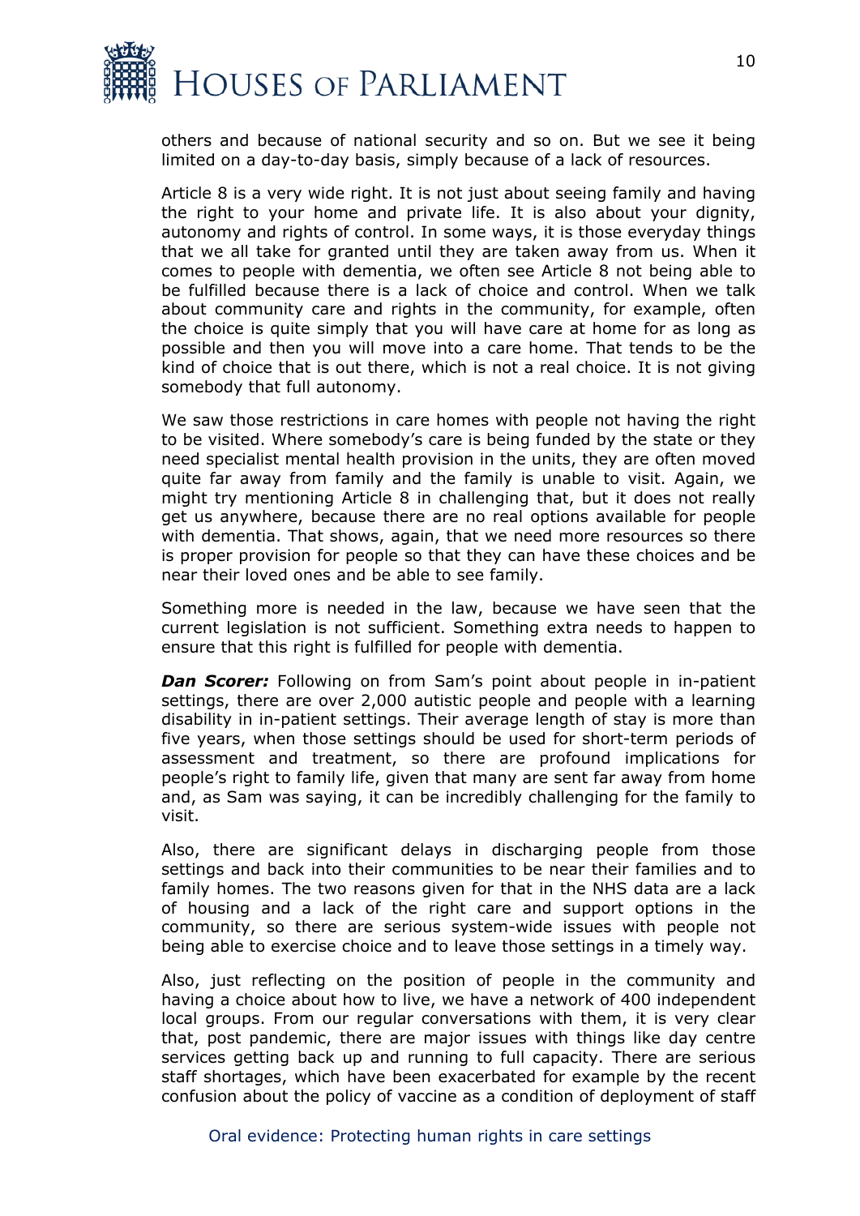others and because of national security and so on. But we see it being limited on a day-to-day basis, simply because of a lack of resources.

Article 8 is a very wide right. It is not just about seeing family and having the right to your home and private life. It is also about your dignity, autonomy and rights of control. In some ways, it is those everyday things that we all take for granted until they are taken away from us. When it comes to people with dementia, we often see Article 8 not being able to be fulfilled because there is a lack of choice and control. When we talk about community care and rights in the community, for example, often the choice is quite simply that you will have care at home for as long as possible and then you will move into a care home. That tends to be the kind of choice that is out there, which is not a real choice. It is not giving somebody that full autonomy.

We saw those restrictions in care homes with people not having the right to be visited. Where somebody's care is being funded by the state or they need specialist mental health provision in the units, they are often moved quite far away from family and the family is unable to visit. Again, we might try mentioning Article 8 in challenging that, but it does not really get us anywhere, because there are no real options available for people with dementia. That shows, again, that we need more resources so there is proper provision for people so that they can have these choices and be near their loved ones and be able to see family.

Something more is needed in the law, because we have seen that the current legislation is not sufficient. Something extra needs to happen to ensure that this right is fulfilled for people with dementia.

***Dan Scorer:*** Following on from Sam's point about people in in-patient settings, there are over 2,000 autistic people and people with a learning disability in in-patient settings. Their average length of stay is more than five years, when those settings should be used for short-term periods of assessment and treatment, so there are profound implications for people's right to family life, given that many are sent far away from home and, as Sam was saying, it can be incredibly challenging for the family to visit.

Also, there are significant delays in discharging people from those settings and back into their communities to be near their families and to family homes. The two reasons given for that in the NHS data are a lack of housing and a lack of the right care and support options in the community, so there are serious system-wide issues with people not being able to exercise choice and to leave those settings in a timely way.

Also, just reflecting on the position of people in the community and having a choice about how to live, we have a network of 400 independent local groups. From our regular conversations with them, it is very clear that, post pandemic, there are major issues with things like day centre services getting back up and running to full capacity. There are serious staff shortages, which have been exacerbated for example by the recent confusion about the policy of vaccine as a condition of deployment of staff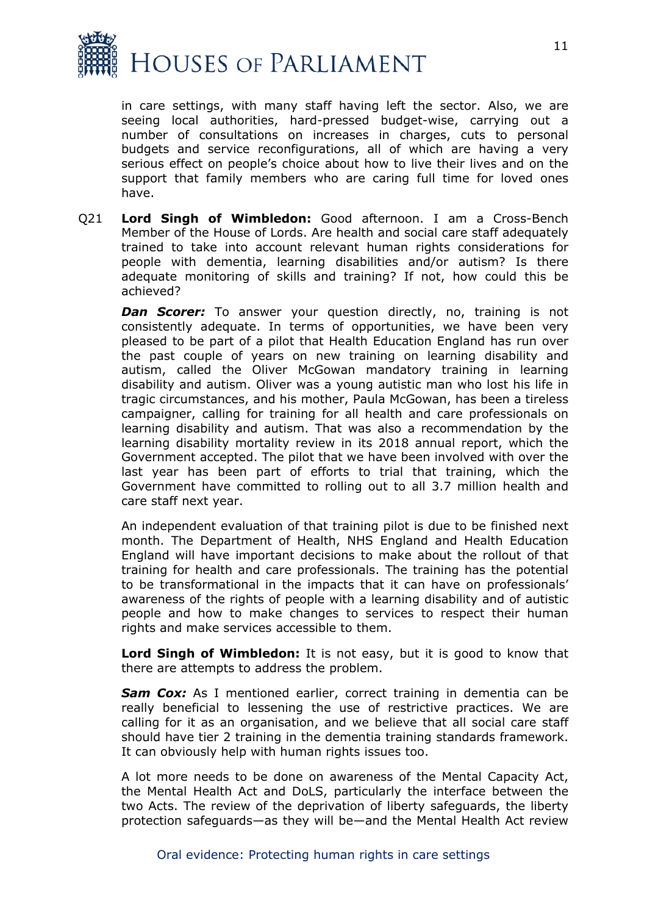in care settings, with many staff having left the sector. Also, we are seeing local authorities, hard-pressed budget-wise, carrying out a number of consultations on increases in charges, cuts to personal budgets and service reconfigurations, all of which are having a very serious effect on people's choice about how to live their lives and on the support that family members who are caring full time for loved ones have.

Q21 **Lord Singh of Wimbledon:** Good afternoon. I am a Cross-Bench Member of the House of Lords. Are health and social care staff adequately trained to take into account relevant human rights considerations for people with dementia, learning disabilities and/or autism? Is there adequate monitoring of skills and training? If not, how could this be achieved?

***Dan Scorer:*** To answer your question directly, no, training is not consistently adequate. In terms of opportunities, we have been very pleased to be part of a pilot that Health Education England has run over the past couple of years on new training on learning disability and autism, called the Oliver McGowan mandatory training in learning disability and autism. Oliver was a young autistic man who lost his life in tragic circumstances, and his mother, Paula McGowan, has been a tireless campaigner, calling for training for all health and care professionals on learning disability and autism. That was also a recommendation by the learning disability mortality review in its 2018 annual report, which the Government accepted. The pilot that we have been involved with over the last year has been part of efforts to trial that training, which the Government have committed to rolling out to all 3.7 million health and care staff next year.

An independent evaluation of that training pilot is due to be finished next month. The Department of Health, NHS England and Health Education England will have important decisions to make about the rollout of that training for health and care professionals. The training has the potential to be transformational in the impacts that it can have on professionals' awareness of the rights of people with a learning disability and of autistic people and how to make changes to services to respect their human rights and make services accessible to them.

**Lord Singh of Wimbledon:** It is not easy, but it is good to know that there are attempts to address the problem.

***Sam Cox:*** As I mentioned earlier, correct training in dementia can be really beneficial to lessening the use of restrictive practices. We are calling for it as an organisation, and we believe that all social care staff should have tier 2 training in the dementia training standards framework. It can obviously help with human rights issues too.

A lot more needs to be done on awareness of the Mental Capacity Act, the Mental Health Act and DoLS, particularly the interface between the two Acts. The review of the deprivation of liberty safeguards, the liberty protection safeguards—as they will be—and the Mental Health Act review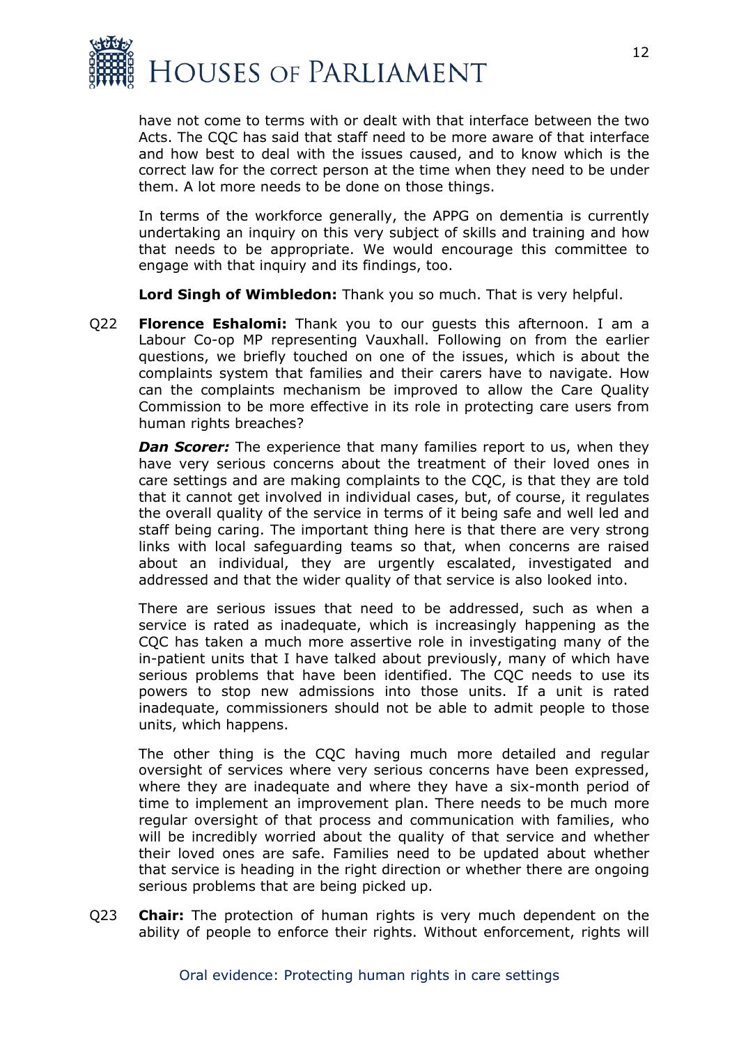have not come to terms with or dealt with that interface between the two Acts. The CQC has said that staff need to be more aware of that interface and how best to deal with the issues caused, and to know which is the correct law for the correct person at the time when they need to be under them. A lot more needs to be done on those things.

In terms of the workforce generally, the APPG on dementia is currently undertaking an inquiry on this very subject of skills and training and how that needs to be appropriate. We would encourage this committee to engage with that inquiry and its findings, too.

**Lord Singh of Wimbledon:** Thank you so much. That is very helpful.

Q22 **Florence Eshalomi:** Thank you to our guests this afternoon. I am a Labour Co-op MP representing Vauxhall. Following on from the earlier questions, we briefly touched on one of the issues, which is about the complaints system that families and their carers have to navigate. How can the complaints mechanism be improved to allow the Care Quality Commission to be more effective in its role in protecting care users from human rights breaches?

***Dan Scorer:*** The experience that many families report to us, when they have very serious concerns about the treatment of their loved ones in care settings and are making complaints to the CQC, is that they are told that it cannot get involved in individual cases, but, of course, it regulates the overall quality of the service in terms of it being safe and well led and staff being caring. The important thing here is that there are very strong links with local safeguarding teams so that, when concerns are raised about an individual, they are urgently escalated, investigated and addressed and that the wider quality of that service is also looked into.

There are serious issues that need to be addressed, such as when a service is rated as inadequate, which is increasingly happening as the CQC has taken a much more assertive role in investigating many of the in-patient units that I have talked about previously, many of which have serious problems that have been identified. The CQC needs to use its powers to stop new admissions into those units. If a unit is rated inadequate, commissioners should not be able to admit people to those units, which happens.

The other thing is the CQC having much more detailed and regular oversight of services where very serious concerns have been expressed, where they are inadequate and where they have a six-month period of time to implement an improvement plan. There needs to be much more regular oversight of that process and communication with families, who will be incredibly worried about the quality of that service and whether their loved ones are safe. Families need to be updated about whether that service is heading in the right direction or whether there are ongoing serious problems that are being picked up.

Q23 **Chair:** The protection of human rights is very much dependent on the ability of people to enforce their rights. Without enforcement, rights will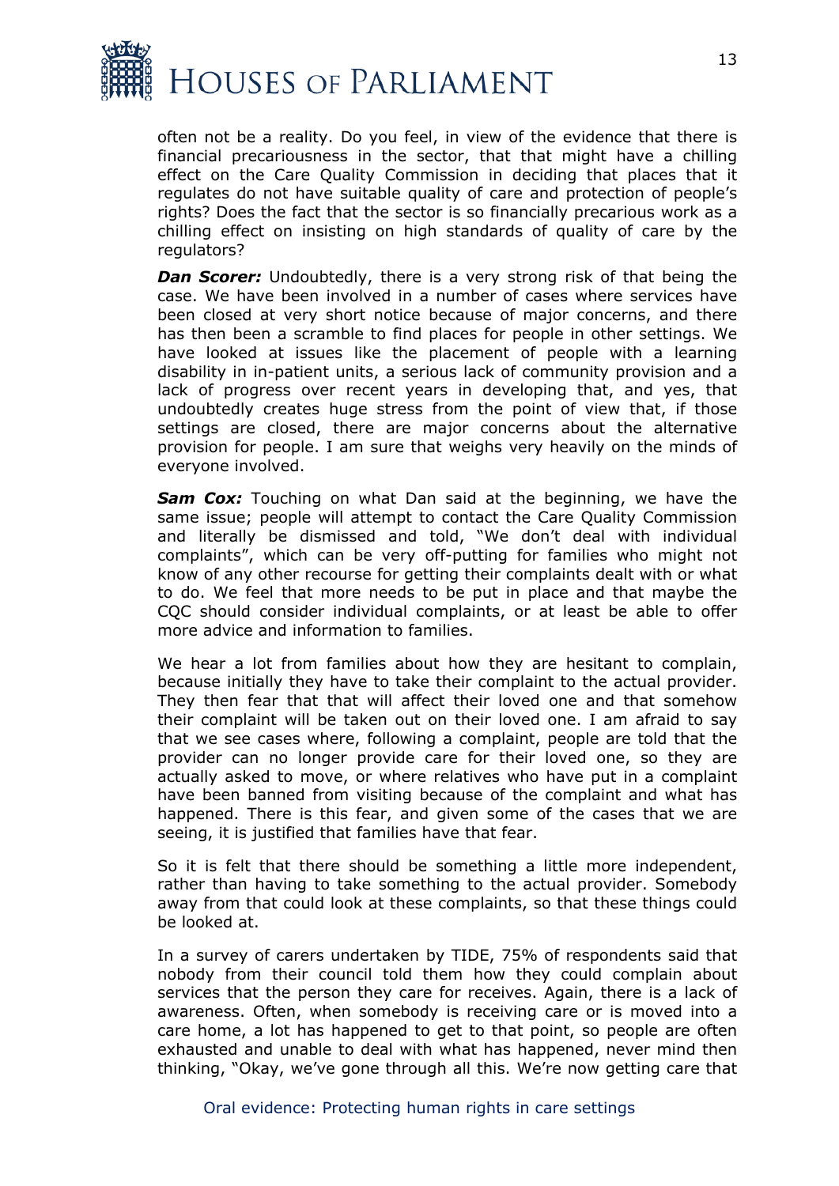often not be a reality. Do you feel, in view of the evidence that there is financial precariousness in the sector, that that might have a chilling effect on the Care Quality Commission in deciding that places that it regulates do not have suitable quality of care and protection of people's rights? Does the fact that the sector is so financially precarious work as a chilling effect on insisting on high standards of quality of care by the regulators?

***Dan Scorer:*** Undoubtedly, there is a very strong risk of that being the case. We have been involved in a number of cases where services have been closed at very short notice because of major concerns, and there has then been a scramble to find places for people in other settings. We have looked at issues like the placement of people with a learning disability in in-patient units, a serious lack of community provision and a lack of progress over recent years in developing that, and yes, that undoubtedly creates huge stress from the point of view that, if those settings are closed, there are major concerns about the alternative provision for people. I am sure that weighs very heavily on the minds of everyone involved.

***Sam Cox:*** Touching on what Dan said at the beginning, we have the same issue; people will attempt to contact the Care Quality Commission and literally be dismissed and told, "We don't deal with individual complaints", which can be very off-putting for families who might not know of any other recourse for getting their complaints dealt with or what to do. We feel that more needs to be put in place and that maybe the CQC should consider individual complaints, or at least be able to offer more advice and information to families.

We hear a lot from families about how they are hesitant to complain, because initially they have to take their complaint to the actual provider. They then fear that that will affect their loved one and that somehow their complaint will be taken out on their loved one. I am afraid to say that we see cases where, following a complaint, people are told that the provider can no longer provide care for their loved one, so they are actually asked to move, or where relatives who have put in a complaint have been banned from visiting because of the complaint and what has happened. There is this fear, and given some of the cases that we are seeing, it is justified that families have that fear.

So it is felt that there should be something a little more independent, rather than having to take something to the actual provider. Somebody away from that could look at these complaints, so that these things could be looked at.

In a survey of carers undertaken by TIDE, 75% of respondents said that nobody from their council told them how they could complain about services that the person they care for receives. Again, there is a lack of awareness. Often, when somebody is receiving care or is moved into a care home, a lot has happened to get to that point, so people are often exhausted and unable to deal with what has happened, never mind then thinking, "Okay, we've gone through all this. We're now getting care that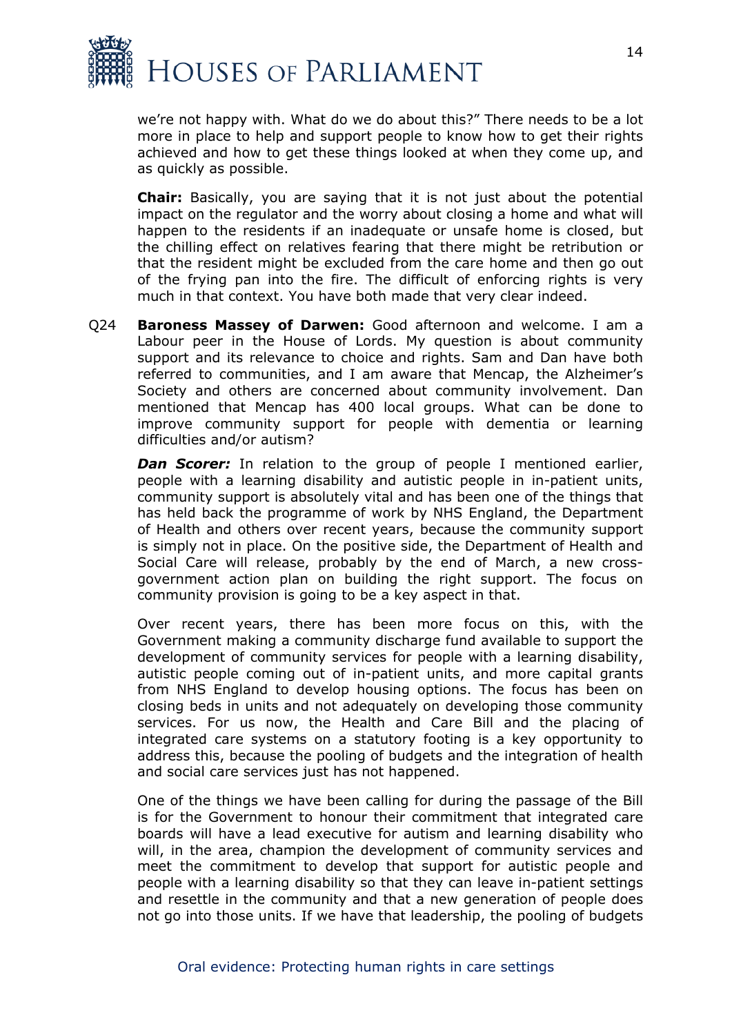we're not happy with. What do we do about this?" There needs to be a lot more in place to help and support people to know how to get their rights achieved and how to get these things looked at when they come up, and as quickly as possible.

**Chair:** Basically, you are saying that it is not just about the potential impact on the regulator and the worry about closing a home and what will happen to the residents if an inadequate or unsafe home is closed, but the chilling effect on relatives fearing that there might be retribution or that the resident might be excluded from the care home and then go out of the frying pan into the fire. The difficult of enforcing rights is very much in that context. You have both made that very clear indeed.

Q24 **Baroness Massey of Darwen:** Good afternoon and welcome. I am a Labour peer in the House of Lords. My question is about community support and its relevance to choice and rights. Sam and Dan have both referred to communities, and I am aware that Mencap, the Alzheimer's Society and others are concerned about community involvement. Dan mentioned that Mencap has 400 local groups. What can be done to improve community support for people with dementia or learning difficulties and/or autism?

***Dan Scorer:*** In relation to the group of people I mentioned earlier, people with a learning disability and autistic people in in-patient units, community support is absolutely vital and has been one of the things that has held back the programme of work by NHS England, the Department of Health and others over recent years, because the community support is simply not in place. On the positive side, the Department of Health and Social Care will release, probably by the end of March, a new cross-government action plan on building the right support. The focus on community provision is going to be a key aspect in that.

Over recent years, there has been more focus on this, with the Government making a community discharge fund available to support the development of community services for people with a learning disability, autistic people coming out of in-patient units, and more capital grants from NHS England to develop housing options. The focus has been on closing beds in units and not adequately on developing those community services. For us now, the Health and Care Bill and the placing of integrated care systems on a statutory footing is a key opportunity to address this, because the pooling of budgets and the integration of health and social care services just has not happened.

One of the things we have been calling for during the passage of the Bill is for the Government to honour their commitment that integrated care boards will have a lead executive for autism and learning disability who will, in the area, champion the development of community services and meet the commitment to develop that support for autistic people and people with a learning disability so that they can leave in-patient settings and resettle in the community and that a new generation of people does not go into those units. If we have that leadership, the pooling of budgets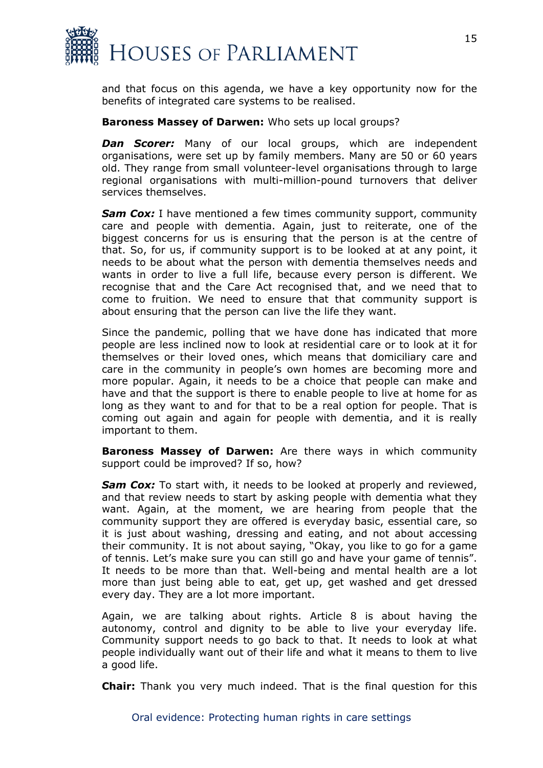and that focus on this agenda, we have a key opportunity now for the benefits of integrated care systems to be realised.

**Baroness Massey of Darwen:** Who sets up local groups?

***Dan Scorer:*** Many of our local groups, which are independent organisations, were set up by family members. Many are 50 or 60 years old. They range from small volunteer-level organisations through to large regional organisations with multi-million-pound turnovers that deliver services themselves.

***Sam Cox:*** I have mentioned a few times community support, community care and people with dementia. Again, just to reiterate, one of the biggest concerns for us is ensuring that the person is at the centre of that. So, for us, if community support is to be looked at at any point, it needs to be about what the person with dementia themselves needs and wants in order to live a full life, because every person is different. We recognise that and the Care Act recognised that, and we need that to come to fruition. We need to ensure that that community support is about ensuring that the person can live the life they want.

Since the pandemic, polling that we have done has indicated that more people are less inclined now to look at residential care or to look at it for themselves or their loved ones, which means that domiciliary care and care in the community in people's own homes are becoming more and more popular. Again, it needs to be a choice that people can make and have and that the support is there to enable people to live at home for as long as they want to and for that to be a real option for people. That is coming out again and again for people with dementia, and it is really important to them.

**Baroness Massey of Darwen:** Are there ways in which community support could be improved? If so, how?

***Sam Cox:*** To start with, it needs to be looked at properly and reviewed, and that review needs to start by asking people with dementia what they want. Again, at the moment, we are hearing from people that the community support they are offered is everyday basic, essential care, so it is just about washing, dressing and eating, and not about accessing their community. It is not about saying, "Okay, you like to go for a game of tennis. Let's make sure you can still go and have your game of tennis". It needs to be more than that. Well-being and mental health are a lot more than just being able to eat, get up, get washed and get dressed every day. They are a lot more important.

Again, we are talking about rights. Article 8 is about having the autonomy, control and dignity to be able to live your everyday life. Community support needs to go back to that. It needs to look at what people individually want out of their life and what it means to them to live a good life.

**Chair:** Thank you very much indeed. That is the final question for this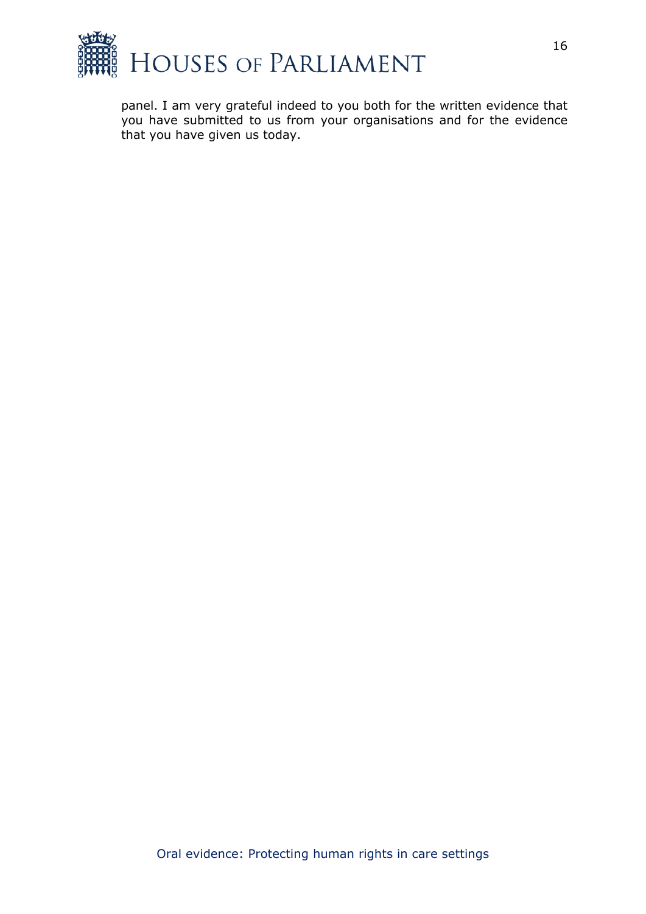panel. I am very grateful indeed to you both for the written evidence that you have submitted to us from your organisations and for the evidence that you have given us today.